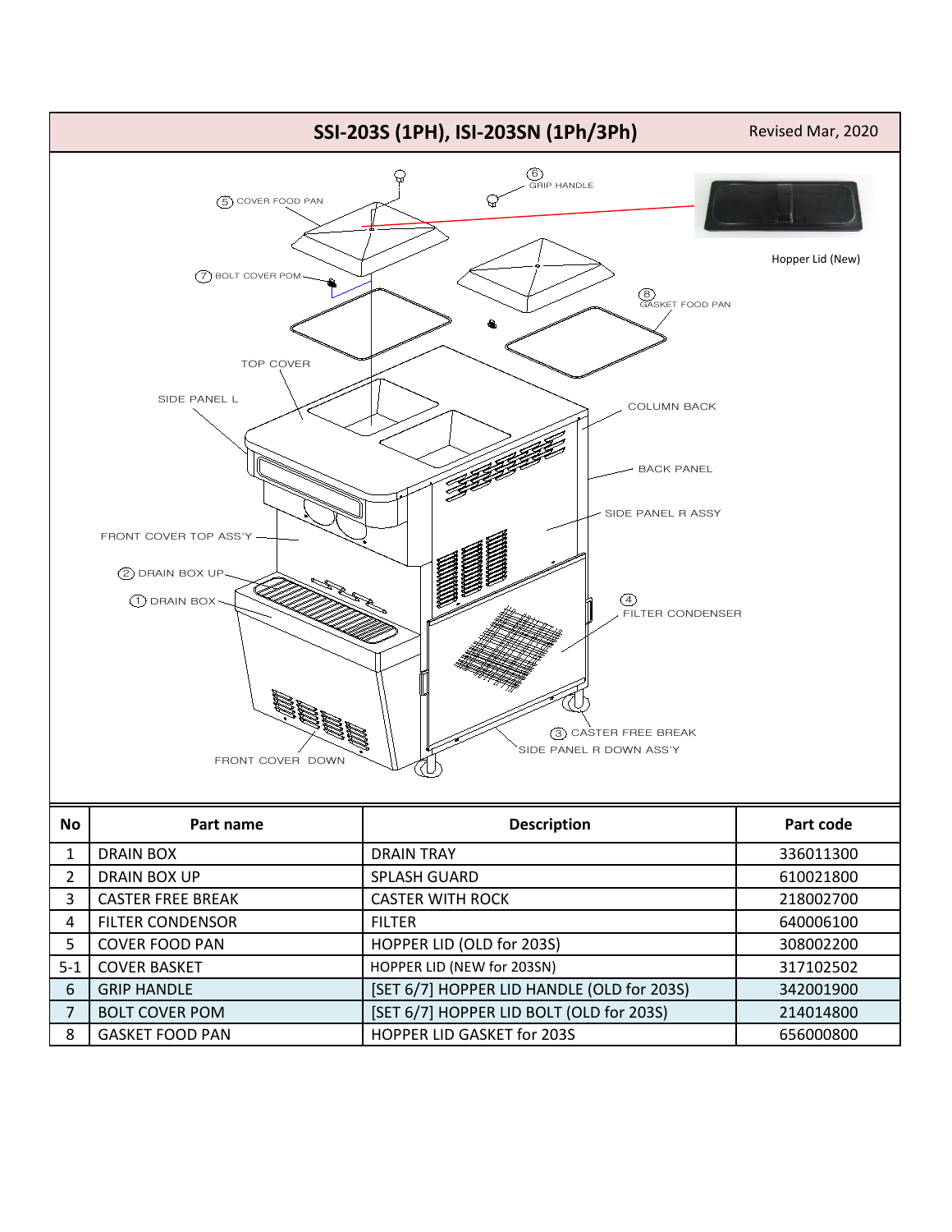# SSI-203S (1PH), ISI-203SN (1Ph/3Ph)

Revised Mar, 2020

| No | Part name | Description | Part code |
|---|---|---|---|
| 1 | DRAIN BOX | DRAIN TRAY | 336011300 |
| 2 | DRAIN BOX UP | SPLASH GUARD | 610021800 |
| 3 | CASTER FREE BREAK | CASTER WITH ROCK | 218002700 |
| 4 | FILTER CONDENSOR | FILTER | 640006100 |
| 5 | COVER FOOD PAN | HOPPER LID (OLD for 203S) | 308002200 |
| 5-1 | COVER BASKET | HOPPER LID (NEW for 203SN) | 317102502 |
| 6 | GRIP HANDLE | [SET 6/7] HOPPER LID HANDLE (OLD for 203S) | 342001900 |
| 7 | BOLT COVER POM | [SET 6/7] HOPPER LID BOLT (OLD for 203S) | 214014800 |
| 8 | GASKET FOOD PAN | HOPPER LID GASKET for 203S | 656000800 |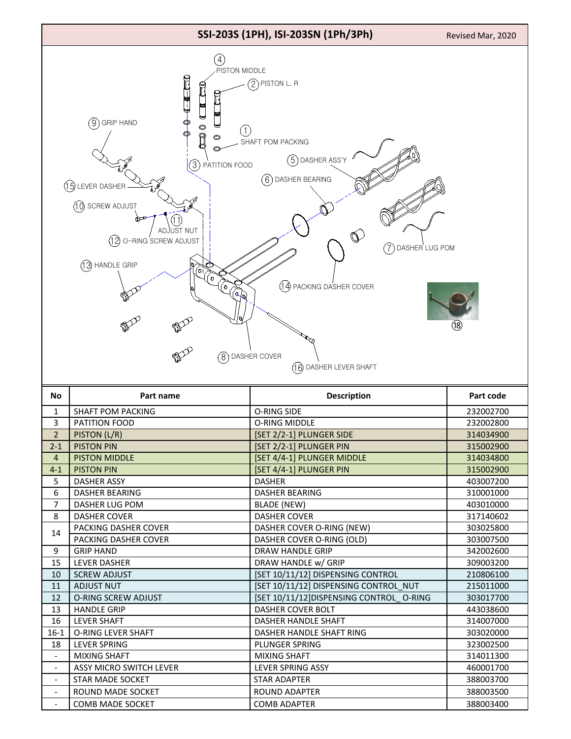# SSI-203S (1PH), ISI-203SN (1Ph/3Ph)

Revised Mar, 2020

(4) PISTON MIDDLE
(2) PISTON L, R
(9) GRIP HAND
(1) SHAFT POM PACKING
(3) PATITION FOOD
(5) DASHER ASS'Y
(6) DASHER BEARING
(15) LEVER DASHER
(10) SCREW ADJUST
(11) ADJUST NUT
(12) O-RING SCREW ADJUST
(7) DASHER LUG POM
(13) HANDLE GRIP
(14) PACKING DASHER COVER
(18)
(8) DASHER COVER
(16) DASHER LEVER SHAFT

| No | Part name | Description | Part code |
|---|---|---|---|
| 1 | SHAFT POM PACKING | O-RING SIDE | 232002700 |
| 3 | PATITION FOOD | O-RING MIDDLE | 232002800 |
| 2 | PISTON (L/R) | [SET 2/2-1] PLUNGER SIDE | 314034900 |
| 2-1 | PISTON PIN | [SET 2/2-1] PLUNGER PIN | 315002900 |
| 4 | PISTON MIDDLE | [SET 4/4-1] PLUNGER MIDDLE | 314034800 |
| 4-1 | PISTON PIN | [SET 4/4-1] PLUNGER PIN | 315002900 |
| 5 | DASHER ASSY | DASHER | 403007200 |
| 6 | DASHER BEARING | DASHER BEARING | 310001000 |
| 7 | DASHER LUG POM | BLADE (NEW) | 403010000 |
| 8 | DASHER COVER | DASHER COVER | 317140602 |
| 14 | PACKING DASHER COVER | DASHER COVER O-RING (NEW) | 303025800 |
|  | PACKING DASHER COVER | DASHER COVER O-RING (OLD) | 303007500 |
| 9 | GRIP HAND | DRAW HANDLE GRIP | 342002600 |
| 15 | LEVER DASHER | DRAW HANDLE w/ GRIP | 309003200 |
| 10 | SCREW ADJUST | [SET 10/11/12] DISPENSING CONTROL | 210806100 |
| 11 | ADJUST NUT | [SET 10/11/12] DISPENSING CONTROL_NUT | 215011000 |
| 12 | O-RING SCREW ADJUST | [SET 10/11/12]DISPENSING CONTROL_ O-RING | 303017700 |
| 13 | HANDLE GRIP | DASHER COVER BOLT | 443038600 |
| 16 | LEVER SHAFT | DASHER HANDLE SHAFT | 314007000 |
| 16-1 | O-RING LEVER SHAFT | DASHER HANDLE SHAFT RING | 303020000 |
| 18 | LEVER SPRING | PLUNGER SPRING | 323002500 |
| - | MIXING SHAFT | MIXING SHAFT | 314011300 |
| - | ASSY MICRO SWITCH LEVER | LEVER SPRING ASSY | 460001700 |
| - | STAR MADE SOCKET | STAR ADAPTER | 388003700 |
| - | ROUND MADE SOCKET | ROUND ADAPTER | 388003500 |
| - | COMB MADE SOCKET | COMB ADAPTER | 388003400 |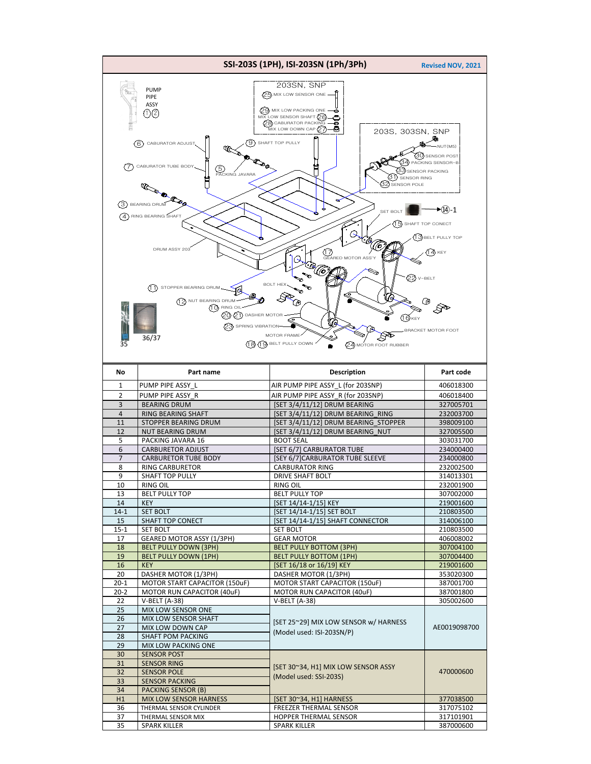## SSI-203S (1PH), ISI-203SN (1Ph/3Ph)

Revised NOV, 2021

| No | Part name | Description | Part code |
|---|---|---|---|
| 1 | PUMP PIPE ASSY_L | AIR PUMP PIPE ASSY_L (for 203SNP) | 406018300 |
| 2 | PUMP PIPE ASSY_R | AIR PUMP PIPE ASSY_R (for 203SNP) | 406018400 |
| 3 | BEARING DRUM | [SET 3/4/11/12] DRUM BEARING | 327005701 |
| 4 | RING BEARING SHAFT | [SET 3/4/11/12] DRUM BEARING_RING | 232003700 |
| 11 | STOPPER BEARING DRUM | [SET 3/4/11/12] DRUM BEARING_STOPPER | 398009100 |
| 12 | NUT BEARING DRUM | [SET 3/4/11/12] DRUM BEARING_NUT | 327005500 |
| 5 | PACKING JAVARA 16 | BOOT SEAL | 303031700 |
| 6 | CARBURETOR ADJUST | [SET 6/7] CARBURATOR TUBE | 234000400 |
| 7 | CARBURETOR TUBE BODY | [SEY 6/7]CARBURATOR TUBE SLEEVE | 234000800 |
| 8 | RING CARBURETOR | CARBURATOR RING | 232002500 |
| 9 | SHAFT TOP PULLY | DRIVE SHAFT BOLT | 314013301 |
| 10 | RING OIL | RING OIL | 232001900 |
| 13 | BELT PULLY TOP | BELT PULLY TOP | 307002000 |
| 14 | KEY | [SET 14/14-1/15] KEY | 219001600 |
| 14-1 | SET BOLT | [SET 14/14-1/15] SET BOLT | 210803500 |
| 15 | SHAFT TOP CONECT | [SET 14/14-1/15] SHAFT CONNECTOR | 314006100 |
| 15-1 | SET BOLT | SET BOLT | 210803500 |
| 17 | GEARED MOTOR ASSY (1/3PH) | GEAR MOTOR | 406008002 |
| 18 | BELT PULLY DOWN (3PH) | BELT PULLY BOTTOM (3PH) | 307004100 |
| 19 | BELT PULLY DOWN (1PH) | BELT PULLY BOTTOM (1PH) | 307004400 |
| 16 | KEY | [SET 16/18 or 16/19] KEY | 219001600 |
| 20 | DASHER MOTOR (1/3PH) | DASHER MOTOR (1/3PH) | 353020300 |
| 20-1 | MOTOR START CAPACITOR (150uF) | MOTOR START CAPACITOR (150uF) | 387001700 |
| 20-2 | MOTOR RUN CAPACITOR (40uF) | MOTOR RUN CAPACITOR (40uF) | 387001800 |
| 22 | V-BELT (A-38) | V-BELT (A-38) | 305002600 |
| 25 | MIX LOW SENSOR ONE | [SET 25~29] MIX LOW SENSOR w/ HARNESS (Model used: ISI-203SN/P) | AE0019098700 |
| 26 | MIX LOW SENSOR SHAFT | | |
| 27 | MIX LOW DOWN CAP | | |
| 28 | SHAFT POM PACKING | | |
| 29 | MIX LOW PACKING ONE | | |
| 30 | SENSOR POST | [SET 30~34, H1] MIX LOW SENSOR ASSY (Model used: SSI-203S) | 470000600 |
| 31 | SENSOR RING | | |
| 32 | SENSOR POLE | | |
| 33 | SENSOR PACKING | | |
| 34 | PACKING SENSOR (B) | | |
| H1 | MIX LOW SENSOR HARNESS | [SET 30~34, H1] HARNESS | 377038500 |
| 36 | THERMAL SENSOR CYLINDER | FREEZER THERMAL SENSOR | 317075102 |
| 37 | THERMAL SENSOR MIX | HOPPER THERMAL SENSOR | 317101901 |
| 35 | SPARK KILLER | SPARK KILLER | 387000600 |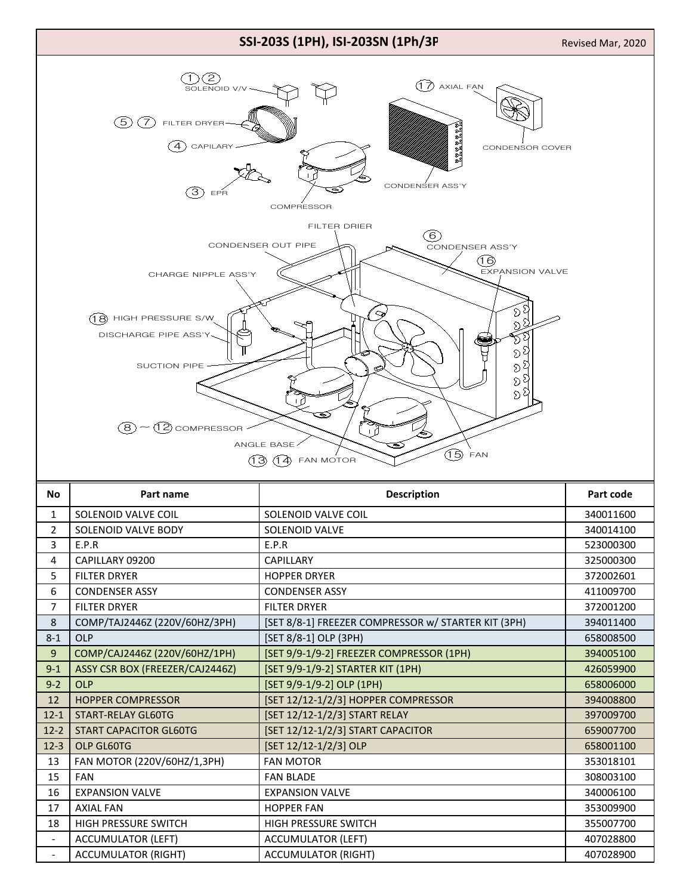## SSI-203S (1PH), ISI-203SN (1Ph/3P

Revised Mar, 2020

| No | Part name | Description | Part code |
|---|---|---|---|
| 1 | SOLENOID VALVE COIL | SOLENOID VALVE COIL | 340011600 |
| 2 | SOLENOID VALVE BODY | SOLENOID VALVE | 340014100 |
| 3 | E.P.R | E.P.R | 523000300 |
| 4 | CAPILLARY 09200 | CAPILLARY | 325000300 |
| 5 | FILTER DRYER | HOPPER DRYER | 372002601 |
| 6 | CONDENSER ASSY | CONDENSER ASSY | 411009700 |
| 7 | FILTER DRYER | FILTER DRYER | 372001200 |
| 8 | COMP/TAJ2446Z (220V/60HZ/3PH) | [SET 8/8-1] FREEZER COMPRESSOR w/ STARTER KIT (3PH) | 394011400 |
| 8-1 | OLP | [SET 8/8-1] OLP (3PH) | 658008500 |
| 9 | COMP/CAJ2446Z (220V/60HZ/1PH) | [SET 9/9-1/9-2] FREEZER COMPRESSOR (1PH) | 394005100 |
| 9-1 | ASSY CSR BOX (FREEZER/CAJ2446Z) | [SET 9/9-1/9-2] STARTER KIT (1PH) | 426059900 |
| 9-2 | OLP | [SET 9/9-1/9-2] OLP (1PH) | 658006000 |
| 12 | HOPPER COMPRESSOR | [SET 12/12-1/2/3] HOPPER COMPRESSOR | 394008800 |
| 12-1 | START-RELAY GL60TG | [SET 12/12-1/2/3] START RELAY | 397009700 |
| 12-2 | START CAPACITOR GL60TG | [SET 12/12-1/2/3] START CAPACITOR | 659007700 |
| 12-3 | OLP GL60TG | [SET 12/12-1/2/3] OLP | 658001100 |
| 13 | FAN MOTOR (220V/60HZ/1,3PH) | FAN MOTOR | 353018101 |
| 15 | FAN | FAN BLADE | 308003100 |
| 16 | EXPANSION VALVE | EXPANSION VALVE | 340006100 |
| 17 | AXIAL FAN | HOPPER FAN | 353009900 |
| 18 | HIGH PRESSURE SWITCH | HIGH PRESSURE SWITCH | 355007700 |
| - | ACCUMULATOR (LEFT) | ACCUMULATOR (LEFT) | 407028800 |
| - | ACCUMULATOR (RIGHT) | ACCUMULATOR (RIGHT) | 407028900 |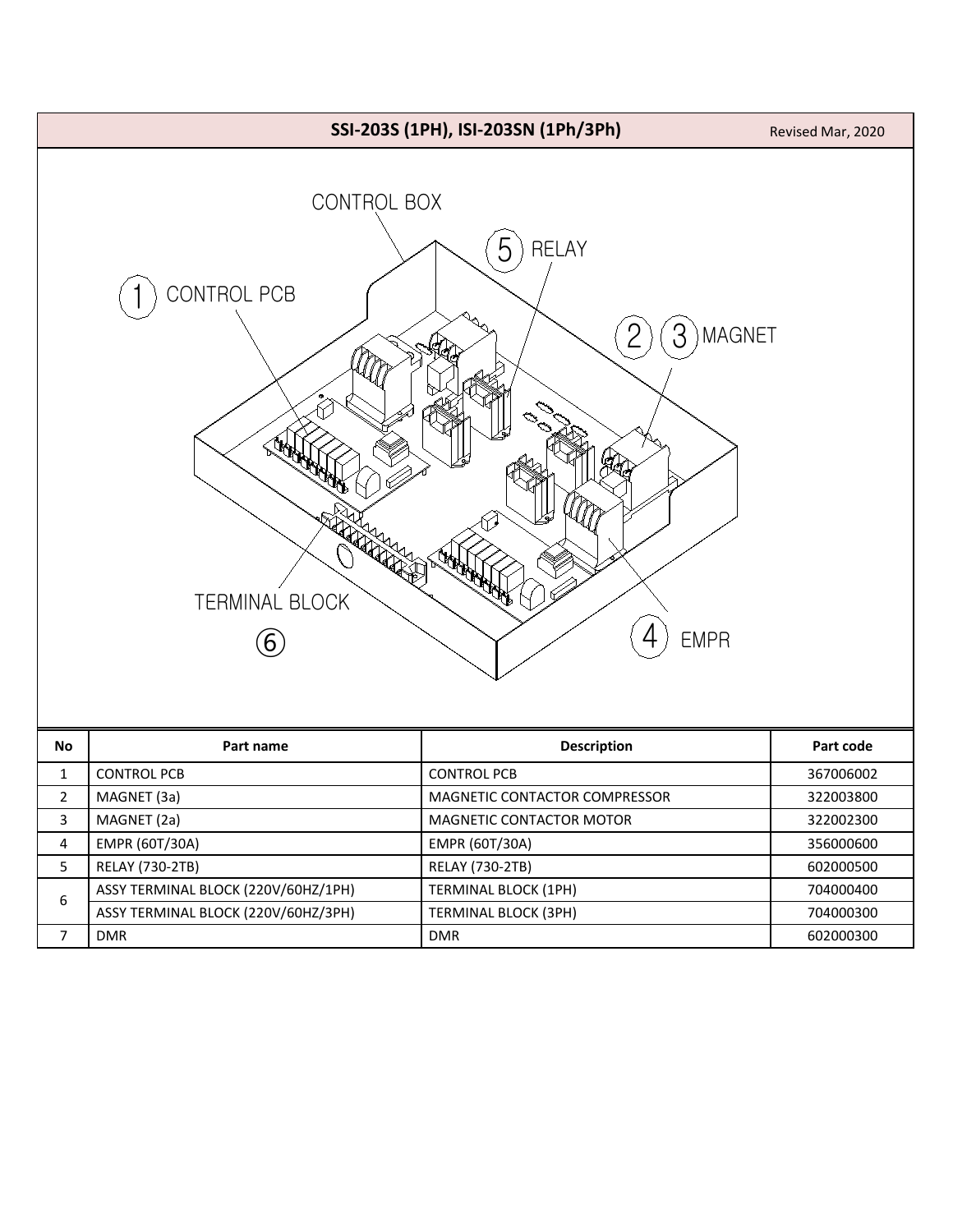## SSI-203S (1PH), ISI-203SN (1Ph/3Ph)

Revised Mar, 2020

CONTROL BOX

5 RELAY

1 CONTROL PCB

2 3 MAGNET

TERMINAL BLOCK

6

4 EMPR

| No | Part name | Description | Part code |
|---|---|---|---|
| 1 | CONTROL PCB | CONTROL PCB | 367006002 |
| 2 | MAGNET (3a) | MAGNETIC CONTACTOR COMPRESSOR | 322003800 |
| 3 | MAGNET (2a) | MAGNETIC CONTACTOR MOTOR | 322002300 |
| 4 | EMPR (60T/30A) | EMPR (60T/30A) | 356000600 |
| 5 | RELAY (730-2TB) | RELAY (730-2TB) | 602000500 |
| 6 | ASSY TERMINAL BLOCK (220V/60HZ/1PH) | TERMINAL BLOCK (1PH) | 704000400 |
| | ASSY TERMINAL BLOCK (220V/60HZ/3PH) | TERMINAL BLOCK (3PH) | 704000300 |
| 7 | DMR | DMR | 602000300 |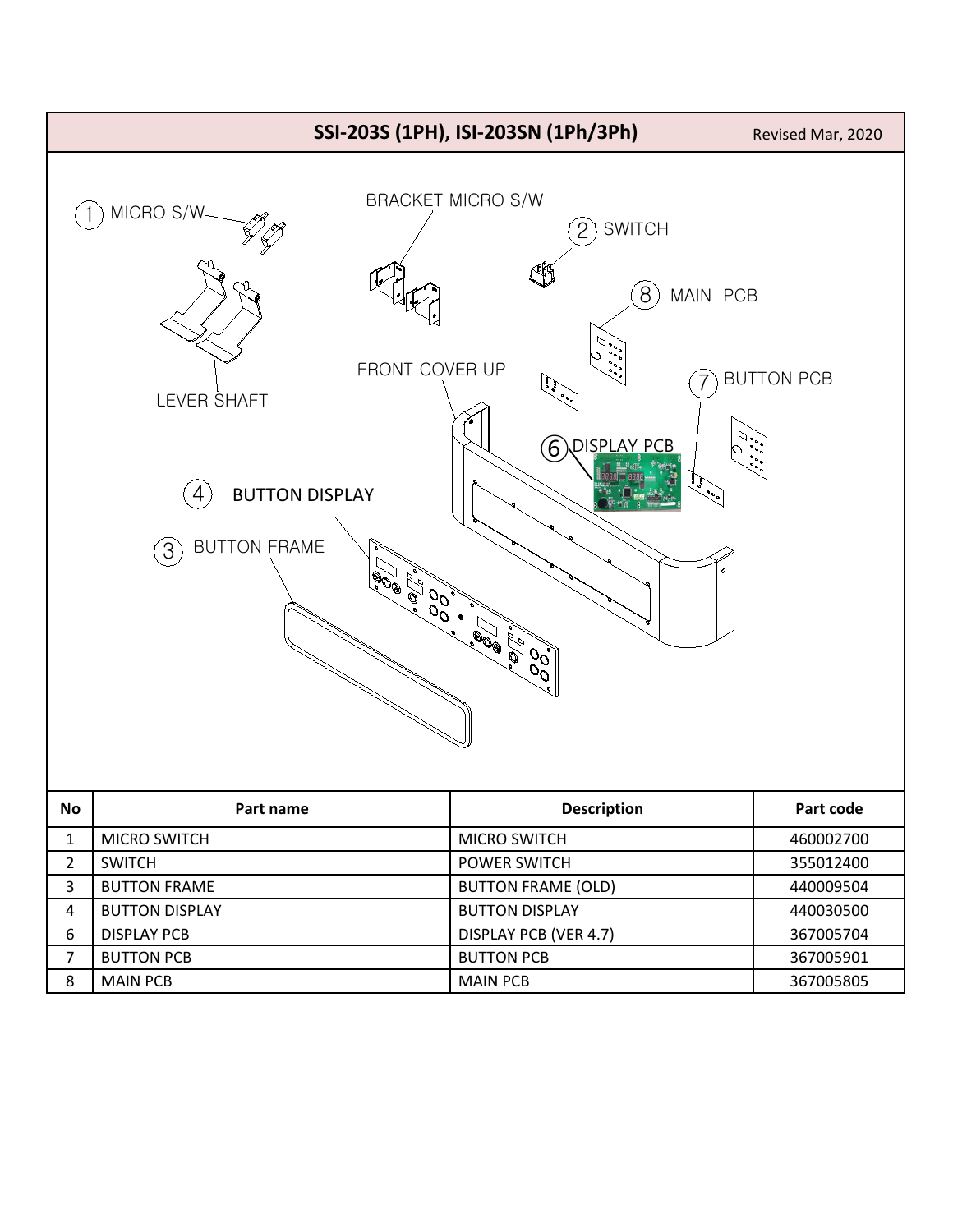## SSI-203S (1PH), ISI-203SN (1Ph/3Ph)

Revised Mar, 2020

1 MICRO S/W

BRACKET MICRO S/W

2 SWITCH

8 MAIN PCB

LEVER SHAFT

FRONT COVER UP

7 BUTTON PCB

6 DISPLAY PCB

4 BUTTON DISPLAY

3 BUTTON FRAME

| No | Part name | Description | Part code |
|---|---|---|---|
| 1 | MICRO SWITCH | MICRO SWITCH | 460002700 |
| 2 | SWITCH | POWER SWITCH | 355012400 |
| 3 | BUTTON FRAME | BUTTON FRAME (OLD) | 440009504 |
| 4 | BUTTON DISPLAY | BUTTON DISPLAY | 440030500 |
| 6 | DISPLAY PCB | DISPLAY PCB (VER 4.7) | 367005704 |
| 7 | BUTTON PCB | BUTTON PCB | 367005901 |
| 8 | MAIN PCB | MAIN PCB | 367005805 |